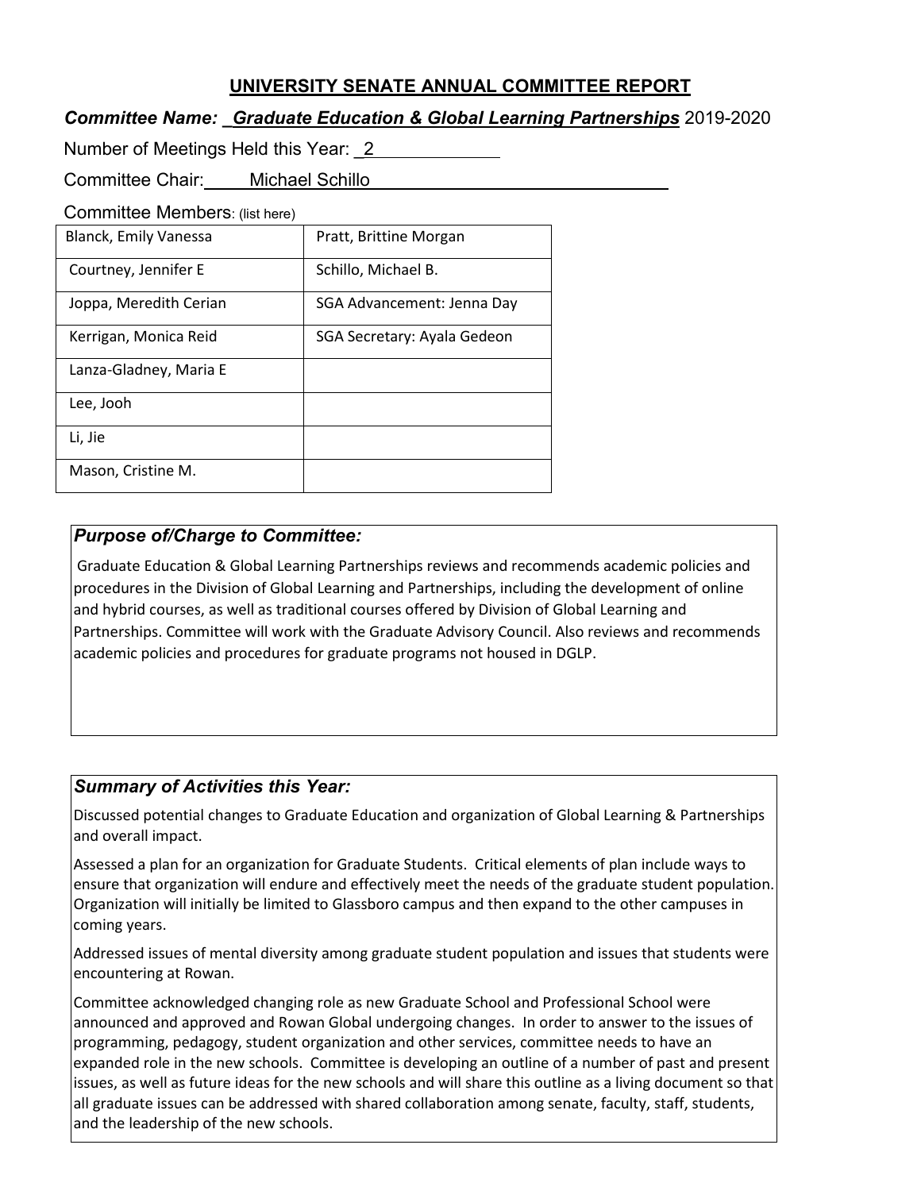## UNIVERSITY SENATE ANNUAL COMMITTEE REPORT

***Committee Name: Graduate Education & Global Learning Partnerships*** 2019-2020

Number of Meetings Held this Year: 2

Committee Chair: Michael Schillo

Committee Members: (list here)

| | |
|---|---|
| Blanck, Emily Vanessa | Pratt, Brittine Morgan |
| Courtney, Jennifer E | Schillo, Michael B. |
| Joppa, Meredith Cerian | SGA Advancement: Jenna Day |
| Kerrigan, Monica Reid | SGA Secretary: Ayala Gedeon |
| Lanza-Gladney, Maria E | |
| Lee, Jooh | |
| Li, Jie | |
| Mason, Cristine M. | |

### *Purpose of/Charge to Committee:*

Graduate Education & Global Learning Partnerships reviews and recommends academic policies and procedures in the Division of Global Learning and Partnerships, including the development of online and hybrid courses, as well as traditional courses offered by Division of Global Learning and Partnerships. Committee will work with the Graduate Advisory Council. Also reviews and recommends academic policies and procedures for graduate programs not housed in DGLP.

### *Summary of Activities this Year:*

Discussed potential changes to Graduate Education and organization of Global Learning & Partnerships and overall impact.

Assessed a plan for an organization for Graduate Students. Critical elements of plan include ways to ensure that organization will endure and effectively meet the needs of the graduate student population. Organization will initially be limited to Glassboro campus and then expand to the other campuses in coming years.

Addressed issues of mental diversity among graduate student population and issues that students were encountering at Rowan.

Committee acknowledged changing role as new Graduate School and Professional School were announced and approved and Rowan Global undergoing changes. In order to answer to the issues of programming, pedagogy, student organization and other services, committee needs to have an expanded role in the new schools. Committee is developing an outline of a number of past and present issues, as well as future ideas for the new schools and will share this outline as a living document so that all graduate issues can be addressed with shared collaboration among senate, faculty, staff, students, and the leadership of the new schools.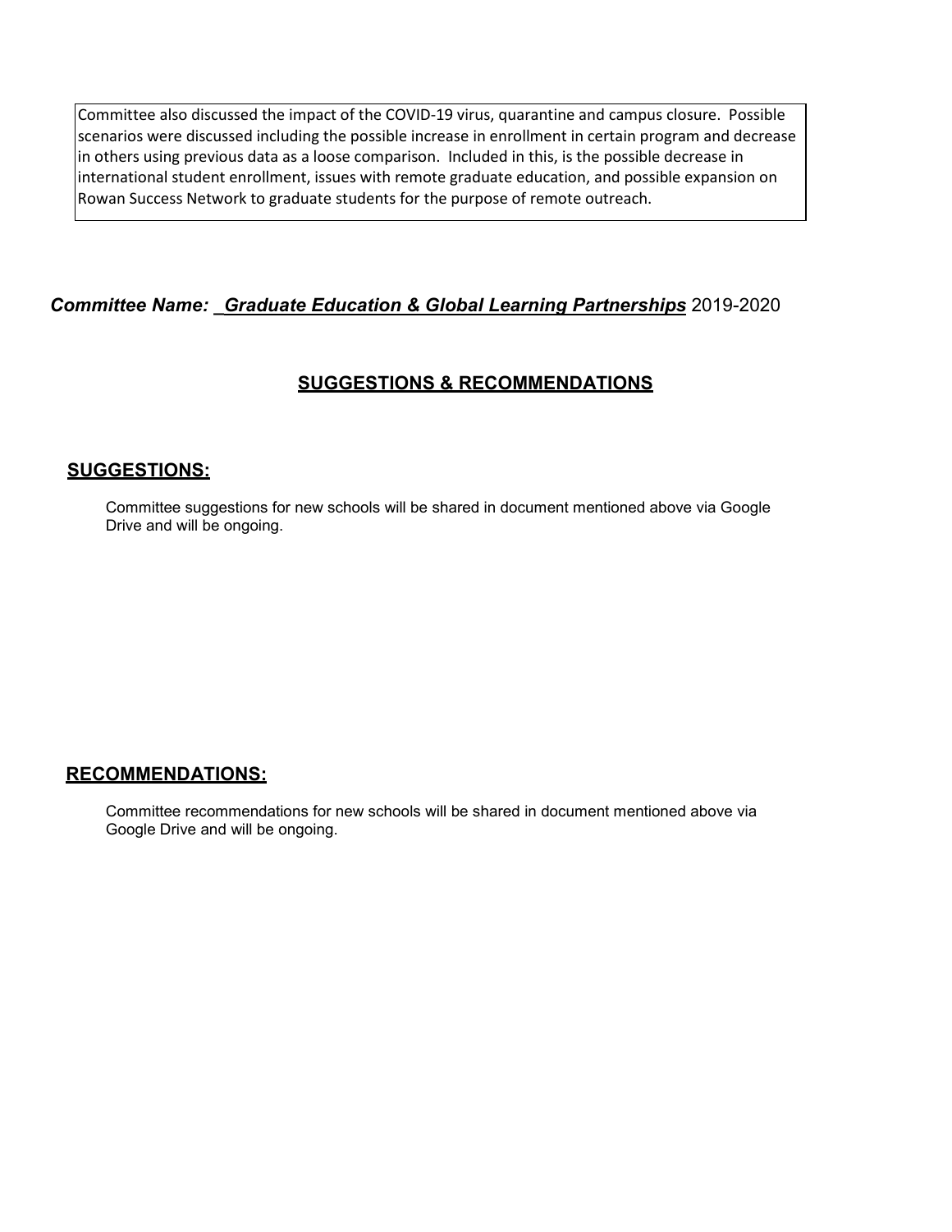Committee also discussed the impact of the COVID-19 virus, quarantine and campus closure. Possible scenarios were discussed including the possible increase in enrollment in certain program and decrease in others using previous data as a loose comparison. Included in this, is the possible decrease in international student enrollment, issues with remote graduate education, and possible expansion on Rowan Success Network to graduate students for the purpose of remote outreach.

***Committee Name: _Graduate Education & Global Learning Partnerships*** 2019-2020

## SUGGESTIONS & RECOMMENDATIONS

### SUGGESTIONS:

Committee suggestions for new schools will be shared in document mentioned above via Google Drive and will be ongoing.

### RECOMMENDATIONS:

Committee recommendations for new schools will be shared in document mentioned above via Google Drive and will be ongoing.